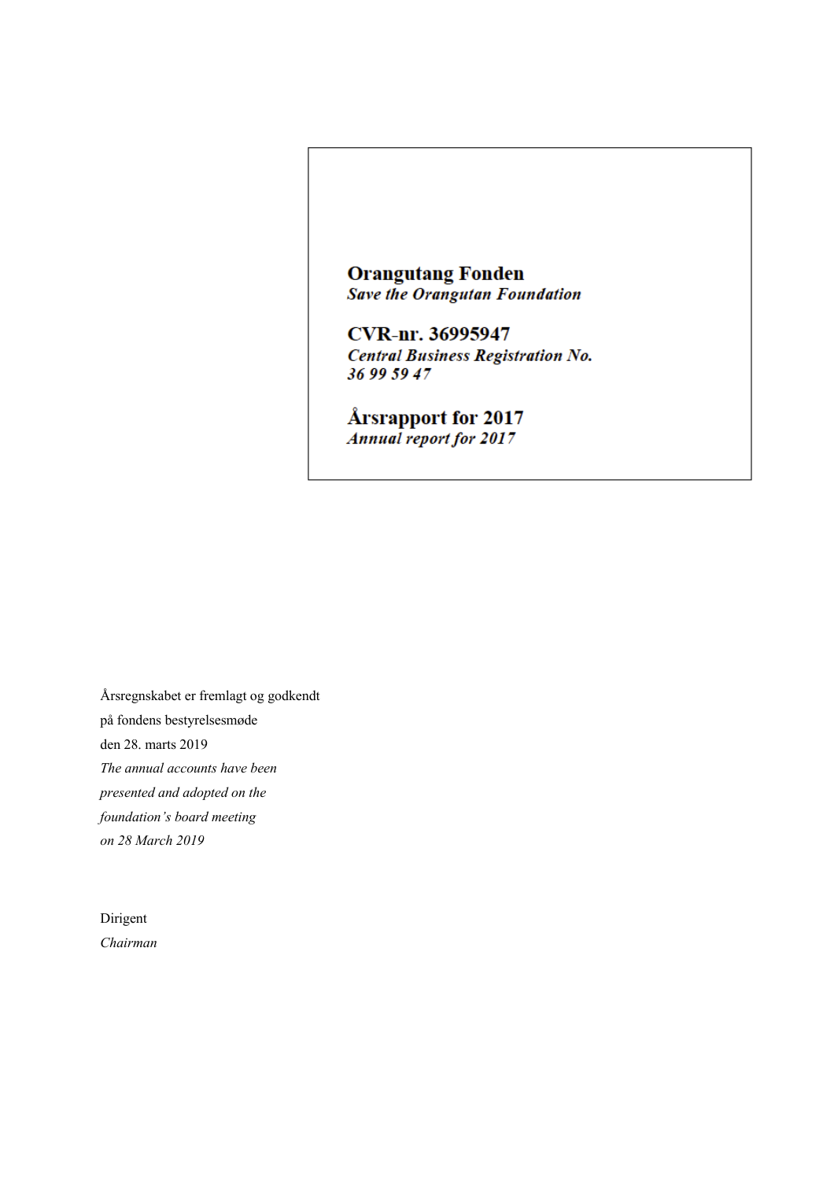# Orangutang Fonden

***Save the Orangutan Foundation***

## CVR-nr. 36995947

***Central Business Registration No. 36 99 59 47***

## Årsrapport for 2017

***Annual report for 2017***

Årsregnskabet er fremlagt og godkendt
på fondens bestyrelsesmøde
den 28. marts 2019
*The annual accounts have been*
*presented and adopted on the*
*foundation's board meeting*
*on 28 March 2019*

Dirigent
*Chairman*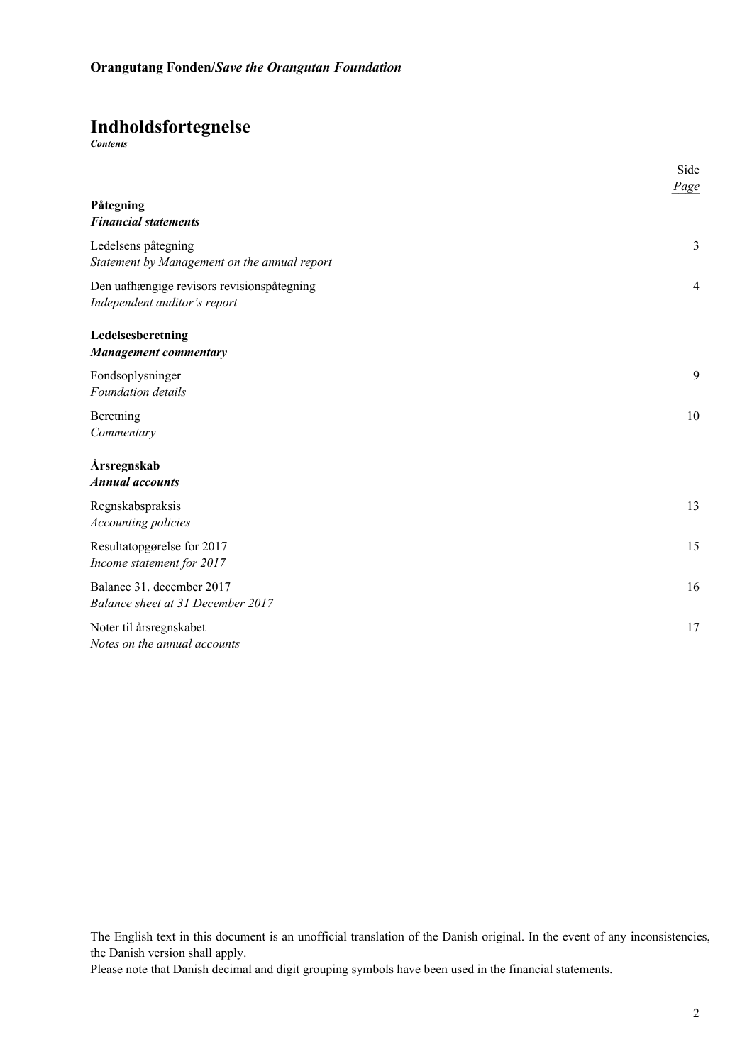# Indholdsfortegnelse

***Contents***

| | Side<br>*Page* |
|---|---|
| **Påtegning**<br>***Financial statements*** | |
| Ledelsens påtegning<br>*Statement by Management on the annual report* | 3 |
| Den uafhængige revisors revisionspåtegning<br>*Independent auditor's report* | 4 |
| **Ledelsesberetning**<br>***Management commentary*** | |
| Fondsoplysninger<br>*Foundation details* | 9 |
| Beretning<br>*Commentary* | 10 |
| **Årsregnskab**<br>***Annual accounts*** | |
| Regnskabspraksis<br>*Accounting policies* | 13 |
| Resultatopgørelse for 2017<br>*Income statement for 2017* | 15 |
| Balance 31. december 2017<br>*Balance sheet at 31 December 2017* | 16 |
| Noter til årsregnskabet<br>*Notes on the annual accounts* | 17 |

The English text in this document is an unofficial translation of the Danish original. In the event of any inconsistencies, the Danish version shall apply.
Please note that Danish decimal and digit grouping symbols have been used in the financial statements.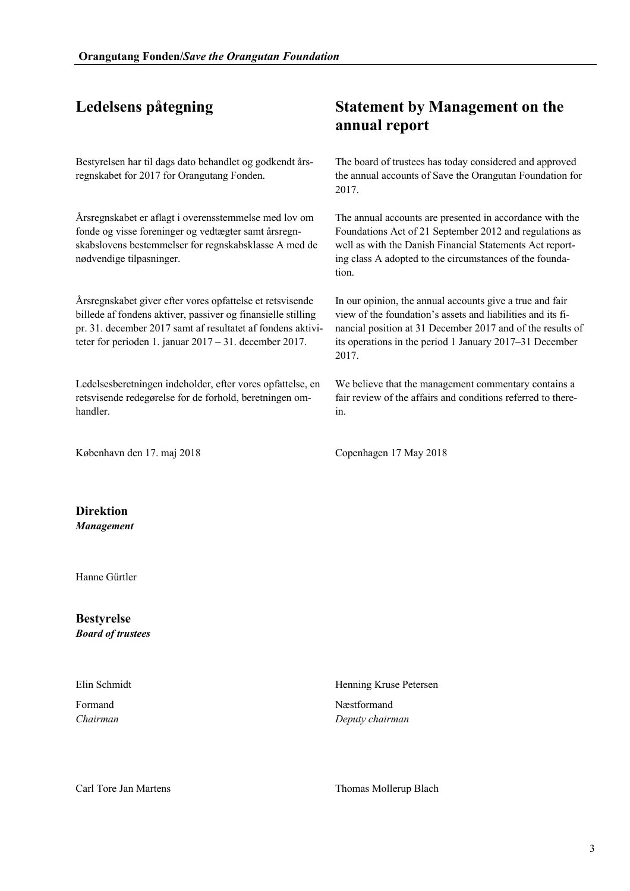## Ledelsens påtegning

Bestyrelsen har til dags dato behandlet og godkendt årsregnskabet for 2017 for Orangutang Fonden.

Årsregnskabet er aflagt i overensstemmelse med lov om fonde og visse foreninger og vedtægter samt årsregnskabslovens bestemmelser for regnskabsklasse A med de nødvendige tilpasninger.

Årsregnskabet giver efter vores opfattelse et retsvisende billede af fondens aktiver, passiver og finansielle stilling pr. 31. december 2017 samt af resultatet af fondens aktiviteter for perioden 1. januar 2017 – 31. december 2017.

Ledelsesberetningen indeholder, efter vores opfattelse, en retsvisende redegørelse for de forhold, beretningen omhandler.

København den 17. maj 2018

## Statement by Management on the annual report

The board of trustees has today considered and approved the annual accounts of Save the Orangutan Foundation for 2017.

The annual accounts are presented in accordance with the Foundations Act of 21 September 2012 and regulations as well as with the Danish Financial Statements Act reporting class A adopted to the circumstances of the foundation.

In our opinion, the annual accounts give a true and fair view of the foundation's assets and liabilities and its financial position at 31 December 2017 and of the results of its operations in the period 1 January 2017–31 December 2017.

We believe that the management commentary contains a fair review of the affairs and conditions referred to therein.

Copenhagen 17 May 2018

**Direktion**
***Management***

Hanne Gürtler

**Bestyrelse**
***Board of trustees***

Elin Schmidt
Formand
*Chairman*

Henning Kruse Petersen
Næstformand
*Deputy chairman*

Carl Tore Jan Martens

Thomas Mollerup Blach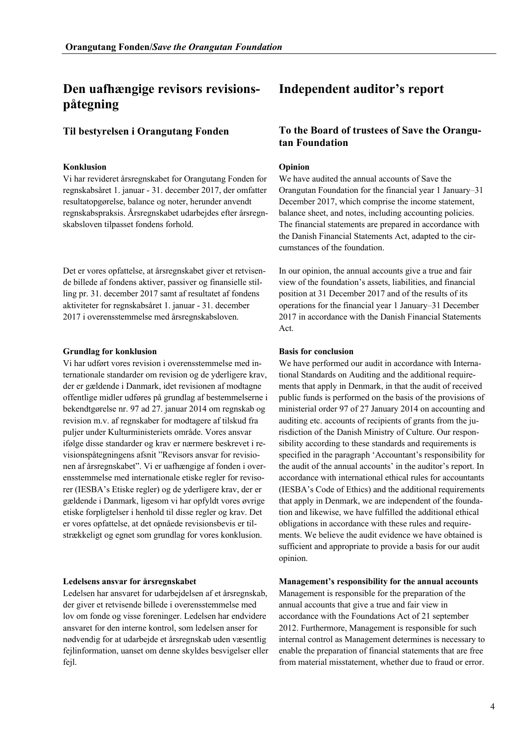# Den uafhængige revisors revisionspåtegning

## Til bestyrelsen i Orangutang Fonden

### Konklusion

Vi har revideret årsregnskabet for Orangutang Fonden for regnskabsåret 1. januar - 31. december 2017, der omfatter resultatopgørelse, balance og noter, herunder anvendt regnskabspraksis. Årsregnskabet udarbejdes efter årsregnskabsloven tilpasset fondens forhold.

Det er vores opfattelse, at årsregnskabet giver et retvisende billede af fondens aktiver, passiver og finansielle stilling pr. 31. december 2017 samt af resultatet af fondens aktiviteter for regnskabsåret 1. januar - 31. december 2017 i overensstemmelse med årsregnskabsloven.

### Grundlag for konklusion

Vi har udført vores revision i overensstemmelse med internationale standarder om revision og de yderligere krav, der er gældende i Danmark, idet revisionen af modtagne offentlige midler udføres på grundlag af bestemmelserne i bekendtgørelse nr. 97 ad 27. januar 2014 om regnskab og revision m.v. af regnskaber for modtagere af tilskud fra puljer under Kulturministeriets område. Vores ansvar ifølge disse standarder og krav er nærmere beskrevet i revisionspåtegningens afsnit "Revisors ansvar for revisionen af årsregnskabet". Vi er uafhængige af fonden i overensstemmelse med internationale etiske regler for revisorer (IESBA's Etiske regler) og de yderligere krav, der er gældende i Danmark, ligesom vi har opfyldt vores øvrige etiske forpligtelser i henhold til disse regler og krav. Det er vores opfattelse, at det opnåede revisionsbevis er tilstrækkeligt og egnet som grundlag for vores konklusion.

### Ledelsens ansvar for årsregnskabet

Ledelsen har ansvaret for udarbejdelsen af et årsregnskab, der giver et retvisende billede i overensstemmelse med lov om fonde og visse foreninger. Ledelsen har endvidere ansvaret for den interne kontrol, som ledelsen anser for nødvendig for at udarbejde et årsregnskab uden væsentlig fejlinformation, uanset om denne skyldes besvigelser eller fejl.

# Independent auditor's report

## To the Board of trustees of Save the Orangutan Foundation

### Opinion

We have audited the annual accounts of Save the Orangutan Foundation for the financial year 1 January–31 December 2017, which comprise the income statement, balance sheet, and notes, including accounting policies. The financial statements are prepared in accordance with the Danish Financial Statements Act, adapted to the circumstances of the foundation.

In our opinion, the annual accounts give a true and fair view of the foundation's assets, liabilities, and financial position at 31 December 2017 and of the results of its operations for the financial year 1 January–31 December 2017 in accordance with the Danish Financial Statements Act.

### Basis for conclusion

We have performed our audit in accordance with International Standards on Auditing and the additional requirements that apply in Denmark, in that the audit of received public funds is performed on the basis of the provisions of ministerial order 97 of 27 January 2014 on accounting and auditing etc. accounts of recipients of grants from the jurisdiction of the Danish Ministry of Culture. Our responsibility according to these standards and requirements is specified in the paragraph 'Accountant's responsibility for the audit of the annual accounts' in the auditor's report. In accordance with international ethical rules for accountants (IESBA's Code of Ethics) and the additional requirements that apply in Denmark, we are independent of the foundation and likewise, we have fulfilled the additional ethical obligations in accordance with these rules and requirements. We believe the audit evidence we have obtained is sufficient and appropriate to provide a basis for our audit opinion.

### Management's responsibility for the annual accounts

Management is responsible for the preparation of the annual accounts that give a true and fair view in accordance with the Foundations Act of 21 september 2012. Furthermore, Management is responsible for such internal control as Management determines is necessary to enable the preparation of financial statements that are free from material misstatement, whether due to fraud or error.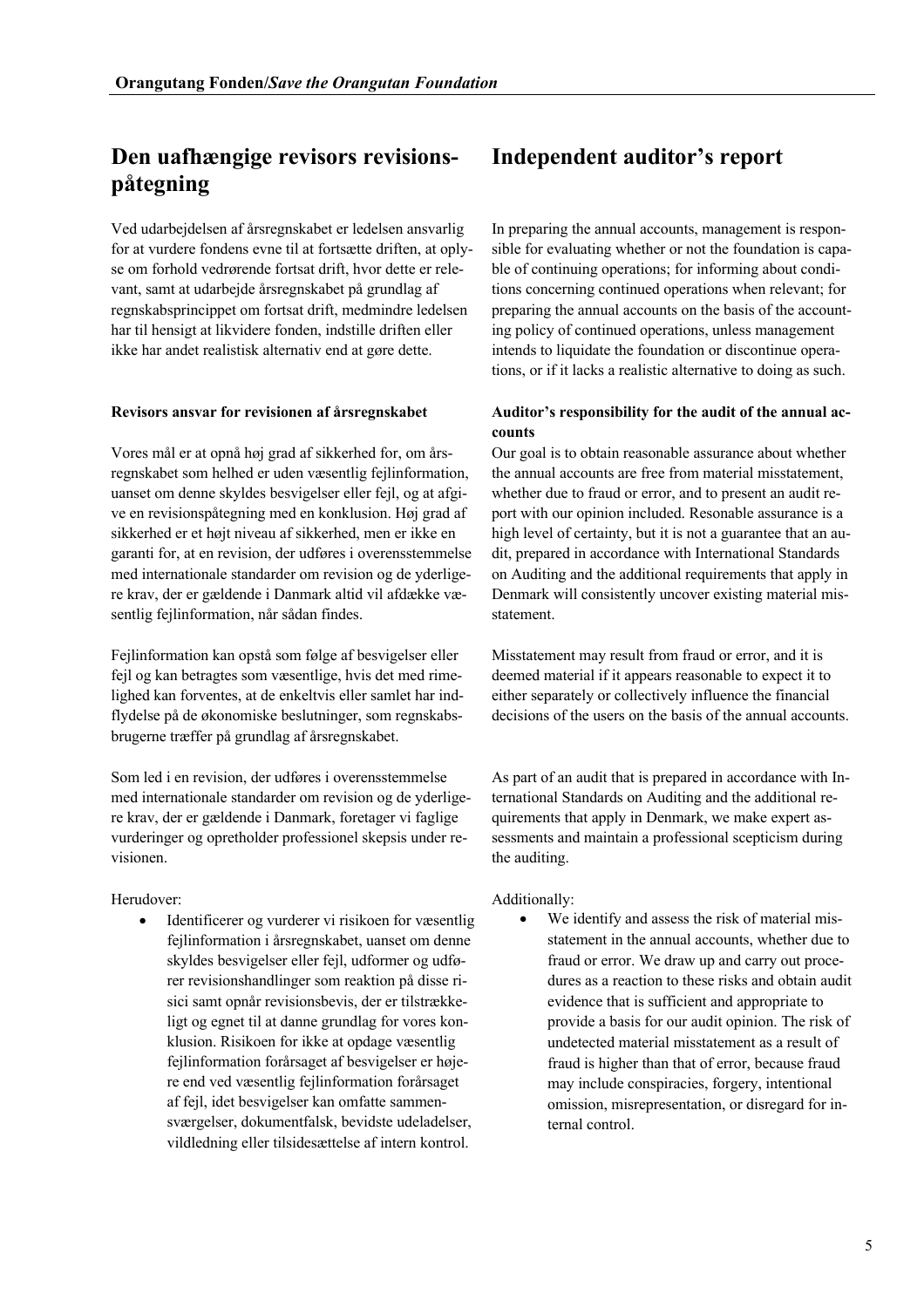## Den uafhængige revisors revisionspåtegning

Ved udarbejdelsen af årsregnskabet er ledelsen ansvarlig for at vurdere fondens evne til at fortsætte driften, at oplyse om forhold vedrørende fortsat drift, hvor dette er relevant, samt at udarbejde årsregnskabet på grundlag af regnskabsprincippet om fortsat drift, medmindre ledelsen har til hensigt at likvidere fonden, indstille driften eller ikke har andet realistisk alternativ end at gøre dette.

**Revisors ansvar for revisionen af årsregnskabet**

Vores mål er at opnå høj grad af sikkerhed for, om årsregnskabet som helhed er uden væsentlig fejlinformation, uanset om denne skyldes besvigelser eller fejl, og at afgive en revisionspåtegning med en konklusion. Høj grad af sikkerhed er et højt niveau af sikkerhed, men er ikke en garanti for, at en revision, der udføres i overensstemmelse med internationale standarder om revision og de yderligere krav, der er gældende i Danmark altid vil afdække væsentlig fejlinformation, når sådan findes.

Fejlinformation kan opstå som følge af besvigelser eller fejl og kan betragtes som væsentlige, hvis det med rimelighed kan forventes, at de enkeltvis eller samlet har indflydelse på de økonomiske beslutninger, som regnskabsbrugerne træffer på grundlag af årsregnskabet.

Som led i en revision, der udføres i overensstemmelse med internationale standarder om revision og de yderligere krav, der er gældende i Danmark, foretager vi faglige vurderinger og opretholder professionel skepsis under revisionen.

Herudover:

- Identificerer og vurderer vi risikoen for væsentlig fejlinformation i årsregnskabet, uanset om denne skyldes besvigelser eller fejl, udformer og udfører revisionshandlinger som reaktion på disse risici samt opnår revisionsbevis, der er tilstrækkeligt og egnet til at danne grundlag for vores konklusion. Risikoen for ikke at opdage væsentlig fejlinformation forårsaget af besvigelser er højere end ved væsentlig fejlinformation forårsaget af fejl, idet besvigelser kan omfatte sammensværgelser, dokumentfalsk, bevidste udeladelser, vildledning eller tilsidesættelse af intern kontrol.

## Independent auditor's report

In preparing the annual accounts, management is responsible for evaluating whether or not the foundation is capable of continuing operations; for informing about conditions concerning continued operations when relevant; for preparing the annual accounts on the basis of the accounting policy of continued operations, unless management intends to liquidate the foundation or discontinue operations, or if it lacks a realistic alternative to doing as such.

**Auditor's responsibility for the audit of the annual accounts**

Our goal is to obtain reasonable assurance about whether the annual accounts are free from material misstatement, whether due to fraud or error, and to present an audit report with our opinion included. Resonable assurance is a high level of certainty, but it is not a guarantee that an audit, prepared in accordance with International Standards on Auditing and the additional requirements that apply in Denmark will consistently uncover existing material misstatement.

Misstatement may result from fraud or error, and it is deemed material if it appears reasonable to expect it to either separately or collectively influence the financial decisions of the users on the basis of the annual accounts.

As part of an audit that is prepared in accordance with International Standards on Auditing and the additional requirements that apply in Denmark, we make expert assessments and maintain a professional scepticism during the auditing.

Additionally:

- We identify and assess the risk of material misstatement in the annual accounts, whether due to fraud or error. We draw up and carry out procedures as a reaction to these risks and obtain audit evidence that is sufficient and appropriate to provide a basis for our audit opinion. The risk of undetected material misstatement as a result of fraud is higher than that of error, because fraud may include conspiracies, forgery, intentional omission, misrepresentation, or disregard for internal control.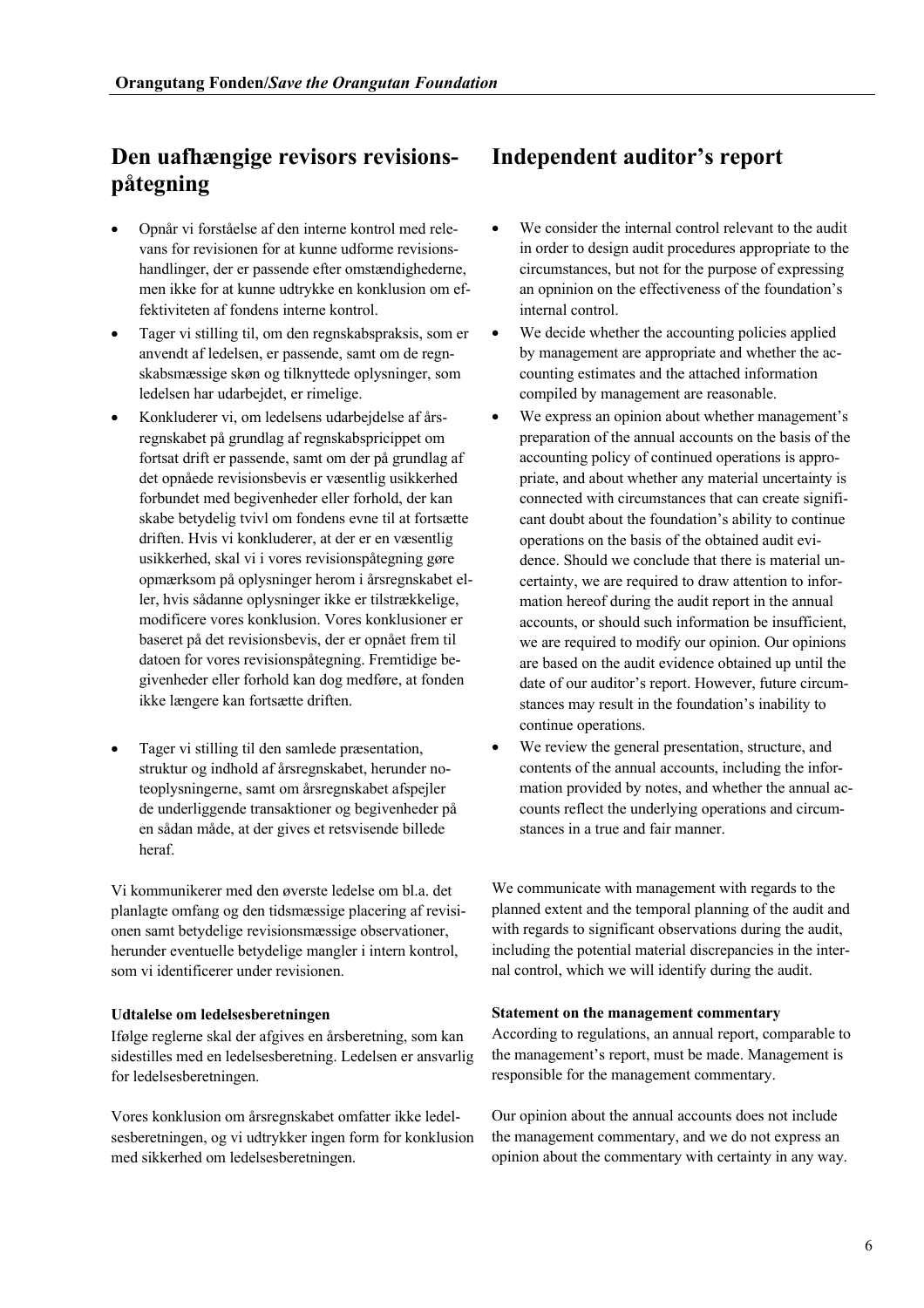## Den uafhængige revisors revisionspåtegning

- Opnår vi forståelse af den interne kontrol med relevans for revisionen for at kunne udforme revisionshandlinger, der er passende efter omstændighederne, men ikke for at kunne udtrykke en konklusion om effektiviteten af fondens interne kontrol.
- Tager vi stilling til, om den regnskabspraksis, som er anvendt af ledelsen, er passende, samt om de regnskabsmæssige skøn og tilknyttede oplysninger, som ledelsen har udarbejdet, er rimelige.
- Konkluderer vi, om ledelsens udarbejdelse af årsregnskabet på grundlag af regnskabsprincippet om fortsat drift er passende, samt om der på grundlag af det opnåede revisionsbevis er væsentlig usikkerhed forbundet med begivenheder eller forhold, der kan skabe betydelig tvivl om fondens evne til at fortsætte driften. Hvis vi konkluderer, at der er en væsentlig usikkerhed, skal vi i vores revisionspåtegning gøre opmærksom på oplysninger herom i årsregnskabet eller, hvis sådanne oplysninger ikke er tilstrækkelige, modificere vores konklusion. Vores konklusioner er baseret på det revisionsbevis, der er opnået frem til datoen for vores revisionspåtegning. Fremtidige begivenheder eller forhold kan dog medføre, at fonden ikke længere kan fortsætte driften.
- Tager vi stilling til den samlede præsentation, struktur og indhold af årsregnskabet, herunder noteoplysningerne, samt om årsregnskabet afspejler de underliggende transaktioner og begivenheder på en sådan måde, at der gives et retsvisende billede heraf.

Vi kommunikerer med den øverste ledelse om bl.a. det planlagte omfang og den tidsmæssige placering af revisionen samt betydelige revisionsmæssige observationer, herunder eventuelle betydelige mangler i intern kontrol, som vi identificerer under revisionen.

**Udtalelse om ledelsesberetningen**

Ifølge reglerne skal der afgives en årsberetning, som kan sidestilles med en ledelsesberetning. Ledelsen er ansvarlig for ledelsesberetningen.

Vores konklusion om årsregnskabet omfatter ikke ledelsesberetningen, og vi udtrykker ingen form for konklusion med sikkerhed om ledelsesberetningen.

## Independent auditor's report

- We consider the internal control relevant to the audit in order to design audit procedures appropriate to the circumstances, but not for the purpose of expressing an opninion on the effectiveness of the foundation's internal control.
- We decide whether the accounting policies applied by management are appropriate and whether the accounting estimates and the attached information compiled by management are reasonable.
- We express an opinion about whether management's preparation of the annual accounts on the basis of the accounting policy of continued operations is appropriate, and about whether any material uncertainty is connected with circumstances that can create significant doubt about the foundation's ability to continue operations on the basis of the obtained audit evidence. Should we conclude that there is material uncertainty, we are required to draw attention to information hereof during the audit report in the annual accounts, or should such information be insufficient, we are required to modify our opinion. Our opinions are based on the audit evidence obtained up until the date of our auditor's report. However, future circumstances may result in the foundation's inability to continue operations.
- We review the general presentation, structure, and contents of the annual accounts, including the information provided by notes, and whether the annual accounts reflect the underlying operations and circumstances in a true and fair manner.

We communicate with management with regards to the planned extent and the temporal planning of the audit and with regards to significant observations during the audit, including the potential material discrepancies in the internal control, which we will identify during the audit.

**Statement on the management commentary**

According to regulations, an annual report, comparable to the management's report, must be made. Management is responsible for the management commentary.

Our opinion about the annual accounts does not include the management commentary, and we do not express an opinion about the commentary with certainty in any way.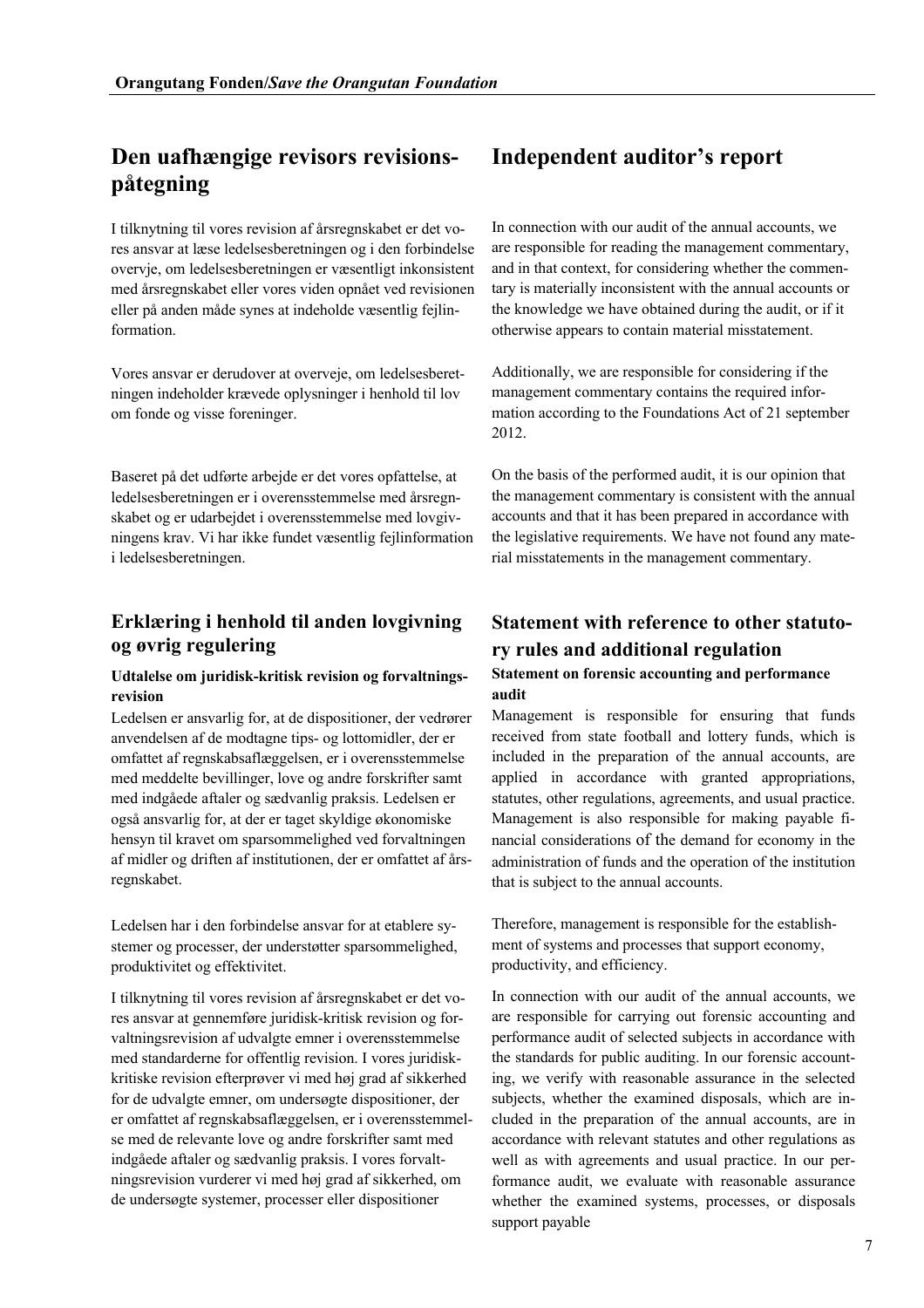# Den uafhængige revisors revisionspåtegning

I tilknytning til vores revision af årsregnskabet er det vores ansvar at læse ledelsesberetningen og i den forbindelse overvje, om ledelsesberetningen er væsentligt inkonsistent med årsregnskabet eller vores viden opnået ved revisionen eller på anden måde synes at indeholde væsentlig fejlinformation.

Vores ansvar er derudover at overveje, om ledelsesberetningen indeholder krævede oplysninger i henhold til lov om fonde og visse foreninger.

Baseret på det udførte arbejde er det vores opfattelse, at ledelsesberetningen er i overensstemmelse med årsregnskabet og er udarbejdet i overensstemmelse med lovgivningens krav. Vi har ikke fundet væsentlig fejlinformation i ledelsesberetningen.

## Erklæring i henhold til anden lovgivning og øvrig regulering

### Udtalelse om juridisk-kritisk revision og forvaltningsrevision

Ledelsen er ansvarlig for, at de dispositioner, der vedrører anvendelsen af de modtagne tips- og lottomidler, der er omfattet af regnskabsaflæggelsen, er i overensstemmelse med meddelte bevillinger, love og andre forskrifter samt med indgåede aftaler og sædvanlig praksis. Ledelsen er også ansvarlig for, at der er taget skyldige økonomiske hensyn til kravet om sparsommelighed ved forvaltningen af midler og driften af institutionen, der er omfattet af årsregnskabet.

Ledelsen har i den forbindelse ansvar for at etablere systemer og processer, der understøtter sparsommelighed, produktivitet og effektivitet.

I tilknytning til vores revision af årsregnskabet er det vores ansvar at gennemføre juridisk-kritisk revision og forvaltningsrevision af udvalgte emner i overensstemmelse med standarderne for offentlig revision. I vores juridisk-kritiske revision efterprøver vi med høj grad af sikkerhed for de udvalgte emner, om undersøgte dispositioner, der er omfattet af regnskabsaflæggelsen, er i overensstemmelse med de relevante love og andre forskrifter samt med indgåede aftaler og sædvanlig praksis. I vores forvaltningsrevision vurderer vi med høj grad af sikkerhed, om de undersøgte systemer, processer eller dispositioner

# Independent auditor's report

In connection with our audit of the annual accounts, we are responsible for reading the management commentary, and in that context, for considering whether the commentary is materially inconsistent with the annual accounts or the knowledge we have obtained during the audit, or if it otherwise appears to contain material misstatement.

Additionally, we are responsible for considering if the management commentary contains the required information according to the Foundations Act of 21 september 2012.

On the basis of the performed audit, it is our opinion that the management commentary is consistent with the annual accounts and that it has been prepared in accordance with the legislative requirements. We have not found any material misstatements in the management commentary.

## Statement with reference to other statutory rules and additional regulation

### Statement on forensic accounting and performance audit

Management is responsible for ensuring that funds received from state football and lottery funds, which is included in the preparation of the annual accounts, are applied in accordance with granted appropriations, statutes, other regulations, agreements, and usual practice. Management is also responsible for making payable financial considerations of the demand for economy in the administration of funds and the operation of the institution that is subject to the annual accounts.

Therefore, management is responsible for the establishment of systems and processes that support economy, productivity, and efficiency.

In connection with our audit of the annual accounts, we are responsible for carrying out forensic accounting and performance audit of selected subjects in accordance with the standards for public auditing. In our forensic accounting, we verify with reasonable assurance in the selected subjects, whether the examined disposals, which are included in the preparation of the annual accounts, are in accordance with relevant statutes and other regulations as well as with agreements and usual practice. In our performance audit, we evaluate with reasonable assurance whether the examined systems, processes, or disposals support payable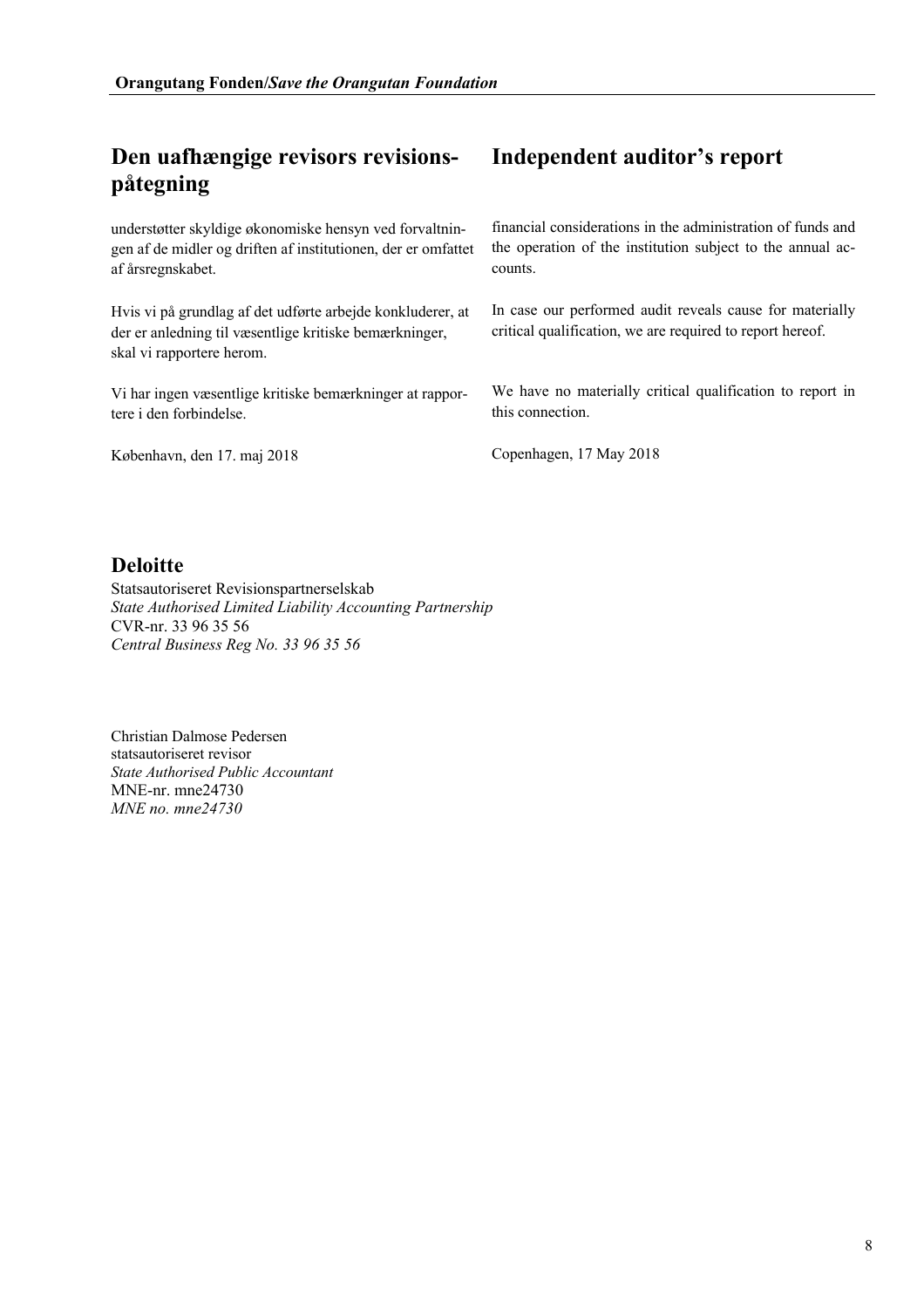# Den uafhængige revisors revisionspåtegning

understøtter skyldige økonomiske hensyn ved forvaltningen af de midler og driften af institutionen, der er omfattet af årsregnskabet.

Hvis vi på grundlag af det udførte arbejde konkluderer, at der er anledning til væsentlige kritiske bemærkninger, skal vi rapportere herom.

Vi har ingen væsentlige kritiske bemærkninger at rapportere i den forbindelse.

København, den 17. maj 2018

# Independent auditor's report

financial considerations in the administration of funds and the operation of the institution subject to the annual accounts.

In case our performed audit reveals cause for materially critical qualification, we are required to report hereof.

We have no materially critical qualification to report in this connection.

Copenhagen, 17 May 2018

## Deloitte

Statsautoriseret Revisionspartnerselskab
*State Authorised Limited Liability Accounting Partnership*
CVR-nr. 33 96 35 56
*Central Business Reg No. 33 96 35 56*

Christian Dalmose Pedersen
statsautoriseret revisor
*State Authorised Public Accountant*
MNE-nr. mne24730
*MNE no. mne24730*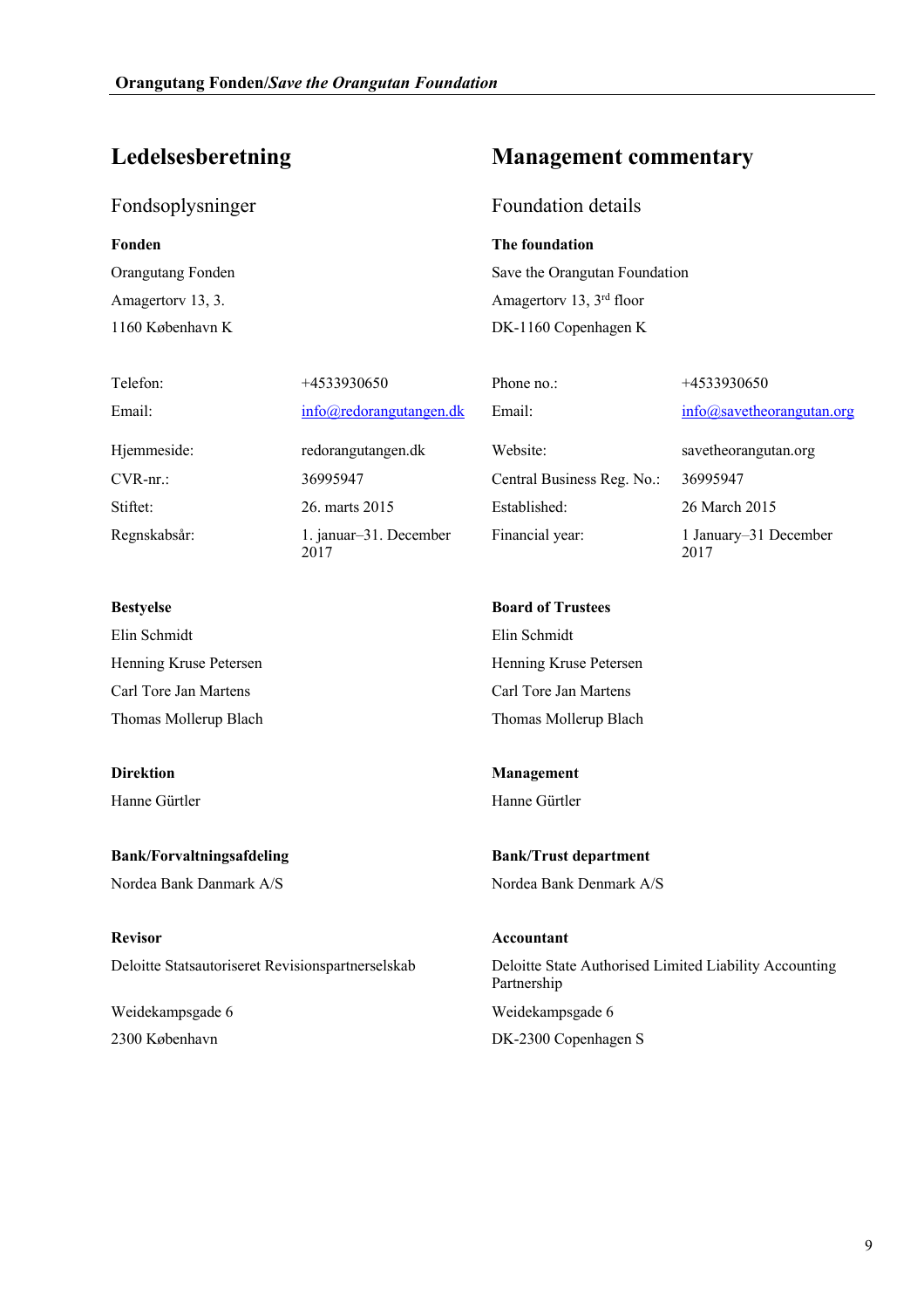# Ledelsesberetning

## Fondsoplysninger

**Fonden**

Orangutang Fonden
Amagertorv 13, 3.
1160 København K

| | |
|---|---|
| Telefon: | +4533930650 |
| Email: | info@redorangutangen.dk |
| Hjemmeside: | redorangutangen.dk |
| CVR-nr.: | 36995947 |
| Stiftet: | 26. marts 2015 |
| Regnskabsår: | 1. januar–31. December 2017 |

**Bestyelse**

Elin Schmidt
Henning Kruse Petersen
Carl Tore Jan Martens
Thomas Mollerup Blach

**Direktion**

Hanne Gürtler

**Bank/Forvaltningsafdeling**

Nordea Bank Danmark A/S

**Revisor**

Deloitte Statsautoriseret Revisionspartnerselskab

Weidekampsgade 6
2300 København

# Management commentary

## Foundation details

**The foundation**

Save the Orangutan Foundation
Amagertorv 13, 3rd floor
DK-1160 Copenhagen K

| | |
|---|---|
| Phone no.: | +4533930650 |
| Email: | info@savetheorangutan.org |
| Website: | savetheorangutan.org |
| Central Business Reg. No.: | 36995947 |
| Established: | 26 March 2015 |
| Financial year: | 1 January–31 December 2017 |

**Board of Trustees**

Elin Schmidt
Henning Kruse Petersen
Carl Tore Jan Martens
Thomas Mollerup Blach

**Management**

Hanne Gürtler

**Bank/Trust department**

Nordea Bank Denmark A/S

**Accountant**

Deloitte State Authorised Limited Liability Accounting Partnership

Weidekampsgade 6
DK-2300 Copenhagen S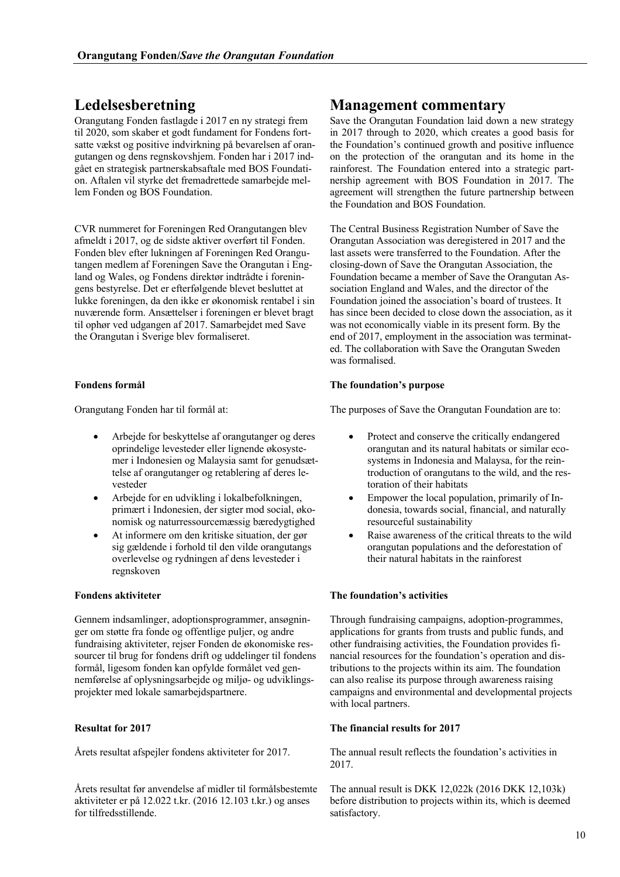## Ledelsesberetning

Orangutang Fonden fastlagde i 2017 en ny strategi frem til 2020, som skaber et godt fundament for Fondens fortsatte vækst og positive indvirkning på bevarelsen af orangutangen og dens regnskovshjem. Fonden har i 2017 indgået en strategisk partnerskabsaftale med BOS Foundation. Aftalen vil styrke det fremadrettede samarbejde mellem Fonden og BOS Foundation.

CVR nummeret for Foreningen Red Orangutangen blev afmeldt i 2017, og de sidste aktiver overført til Fonden. Fonden blev efter lukningen af Foreningen Red Orangutangen medlem af Foreningen Save the Orangutan i England og Wales, og Fondens direktør indtrådte i foreningens bestyrelse. Det er efterfølgende blevet besluttet at lukke foreningen, da den ikke er økonomisk rentabel i sin nuværende form. Ansættelser i foreningen er blevet bragt til ophør ved udgangen af 2017. Samarbejdet med Save the Orangutan i Sverige blev formaliseret.

**Fondens formål**

Orangutang Fonden har til formål at:

- Arbejde for beskyttelse af orangutanger og deres oprindelige levesteder eller lignende økosystemer i Indonesien og Malaysia samt for genudsættelse af orangutanger og retablering af deres levesteder
- Arbejde for en udvikling i lokalbefolkningen, primært i Indonesien, der sigter mod social, økonomisk og naturressourcemæssig bæredygtighed
- At informere om den kritiske situation, der gør sig gældende i forhold til den vilde orangutangs overlevelse og rydningen af dens levesteder i regnskoven

**Fondens aktiviteter**

Gennem indsamlinger, adoptionsprogrammer, ansøgninger om støtte fra fonde og offentlige puljer, og andre fundraising aktiviteter, rejser Fonden de økonomiske ressourcer til brug for fondens drift og uddelinger til fondens formål, ligesom fonden kan opfylde formålet ved gennemførelse af oplysningsarbejde og miljø- og udviklingsprojekter med lokale samarbejdspartnere.

**Resultat for 2017**

Årets resultat afspejler fondens aktiviteter for 2017.

Årets resultat før anvendelse af midler til formålsbestemte aktiviteter er på 12.022 t.kr. (2016 12.103 t.kr.) og anses for tilfredsstillende.

## Management commentary

Save the Orangutan Foundation laid down a new strategy in 2017 through to 2020, which creates a good basis for the Foundation's continued growth and positive influence on the protection of the orangutan and its home in the rainforest. The Foundation entered into a strategic partnership agreement with BOS Foundation in 2017. The agreement will strengthen the future partnership between the Foundation and BOS Foundation.

The Central Business Registration Number of Save the Orangutan Association was deregistered in 2017 and the last assets were transferred to the Foundation. After the closing-down of Save the Orangutan Association, the Foundation became a member of Save the Orangutan Association England and Wales, and the director of the Foundation joined the association's board of trustees. It has since been decided to close down the association, as it was not economically viable in its present form. By the end of 2017, employment in the association was terminated. The collaboration with Save the Orangutan Sweden was formalised.

**The foundation's purpose**

The purposes of Save the Orangutan Foundation are to:

- Protect and conserve the critically endangered orangutan and its natural habitats or similar ecosystems in Indonesia and Malaysa, for the reintroduction of orangutans to the wild, and the restoration of their habitats
- Empower the local population, primarily of Indonesia, towards social, financial, and naturally resourceful sustainability
- Raise awareness of the critical threats to the wild orangutan populations and the deforestation of their natural habitats in the rainforest

**The foundation's activities**

Through fundraising campaigns, adoption-programmes, applications for grants from trusts and public funds, and other fundraising activities, the Foundation provides financial resources for the foundation's operation and distributions to the projects within its aim. The foundation can also realise its purpose through awareness raising campaigns and environmental and developmental projects with local partners.

**The financial results for 2017**

The annual result reflects the foundation's activities in 2017.

The annual result is DKK 12,022k (2016 DKK 12,103k) before distribution to projects within its, which is deemed satisfactory.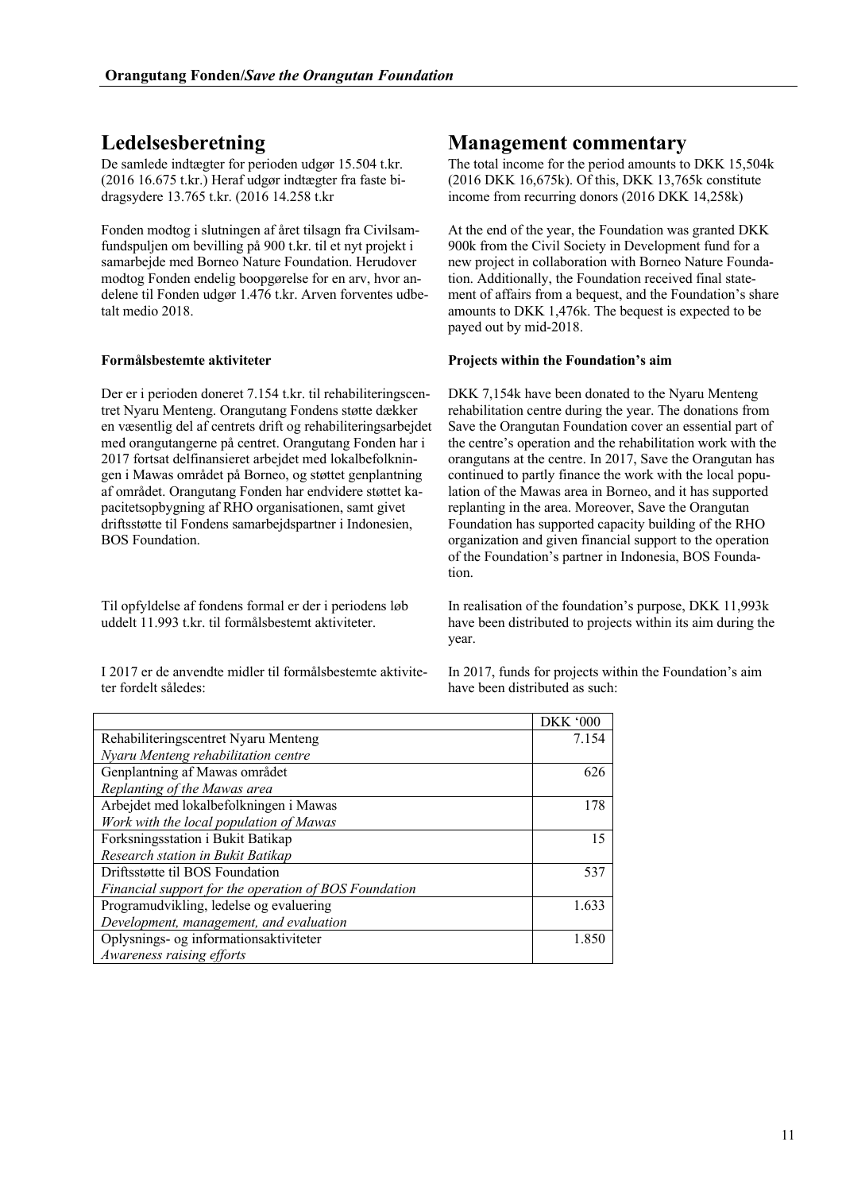## Ledelsesberetning

De samlede indtægter for perioden udgør 15.504 t.kr. (2016 16.675 t.kr.) Heraf udgør indtægter fra faste bidragsydere 13.765 t.kr. (2016 14.258 t.kr

Fonden modtog i slutningen af året tilsagn fra Civilsamfundspuljen om bevilling på 900 t.kr. til et nyt projekt i samarbejde med Borneo Nature Foundation. Herudover modtog Fonden endelig boopgørelse for en arv, hvor andelene til Fonden udgør 1.476 t.kr. Arven forventes udbetalt medio 2018.

**Formålsbestemte aktiviteter**

Der er i perioden doneret 7.154 t.kr. til rehabiliteringscentret Nyaru Menteng. Orangutang Fondens støtte dækker en væsentlig del af centrets drift og rehabiliteringsarbejdet med orangutangerne på centret. Orangutang Fonden har i 2017 fortsat delfinansieret arbejdet med lokalbefolkningen i Mawas området på Borneo, og støttet genplantning af området. Orangutang Fonden har endvidere støttet kapacitetsopbygning af RHO organisationen, samt givet driftsstøtte til Fondens samarbejdspartner i Indonesien, BOS Foundation.

Til opfyldelse af fondens formal er der i periodens løb uddelt 11.993 t.kr. til formålsbestemt aktiviteter.

I 2017 er de anvendte midler til formålsbestemte aktiviteter fordelt således:

## Management commentary

The total income for the period amounts to DKK 15,504k (2016 DKK 16,675k). Of this, DKK 13,765k constitute income from recurring donors (2016 DKK 14,258k)

At the end of the year, the Foundation was granted DKK 900k from the Civil Society in Development fund for a new project in collaboration with Borneo Nature Foundation. Additionally, the Foundation received final statement of affairs from a bequest, and the Foundation's share amounts to DKK 1,476k. The bequest is expected to be payed out by mid-2018.

**Projects within the Foundation's aim**

DKK 7,154k have been donated to the Nyaru Menteng rehabilitation centre during the year. The donations from Save the Orangutan Foundation cover an essential part of the centre's operation and the rehabilitation work with the orangutans at the centre. In 2017, Save the Orangutan has continued to partly finance the work with the local population of the Mawas area in Borneo, and it has supported replanting in the area. Moreover, Save the Orangutan Foundation has supported capacity building of the RHO organization and given financial support to the operation of the Foundation's partner in Indonesia, BOS Foundation.

In realisation of the foundation's purpose, DKK 11,993k have been distributed to projects within its aim during the year.

In 2017, funds for projects within the Foundation's aim have been distributed as such:

| | DKK '000 |
|---|---:|
| Rehabiliteringscentret Nyaru Menteng<br>*Nyaru Menteng rehabilitation centre* | 7.154 |
| Genplantning af Mawas området<br>*Replanting of the Mawas area* | 626 |
| Arbejdet med lokalbefolkningen i Mawas<br>*Work with the local population of Mawas* | 178 |
| Forskningsstation i Bukit Batikap<br>*Research station in Bukit Batikap* | 15 |
| Driftsstøtte til BOS Foundation<br>*Financial support for the operation of BOS Foundation* | 537 |
| Programudvikling, ledelse og evaluering<br>*Development, management, and evaluation* | 1.633 |
| Oplysnings- og informationsaktiviteter<br>*Awareness raising efforts* | 1.850 |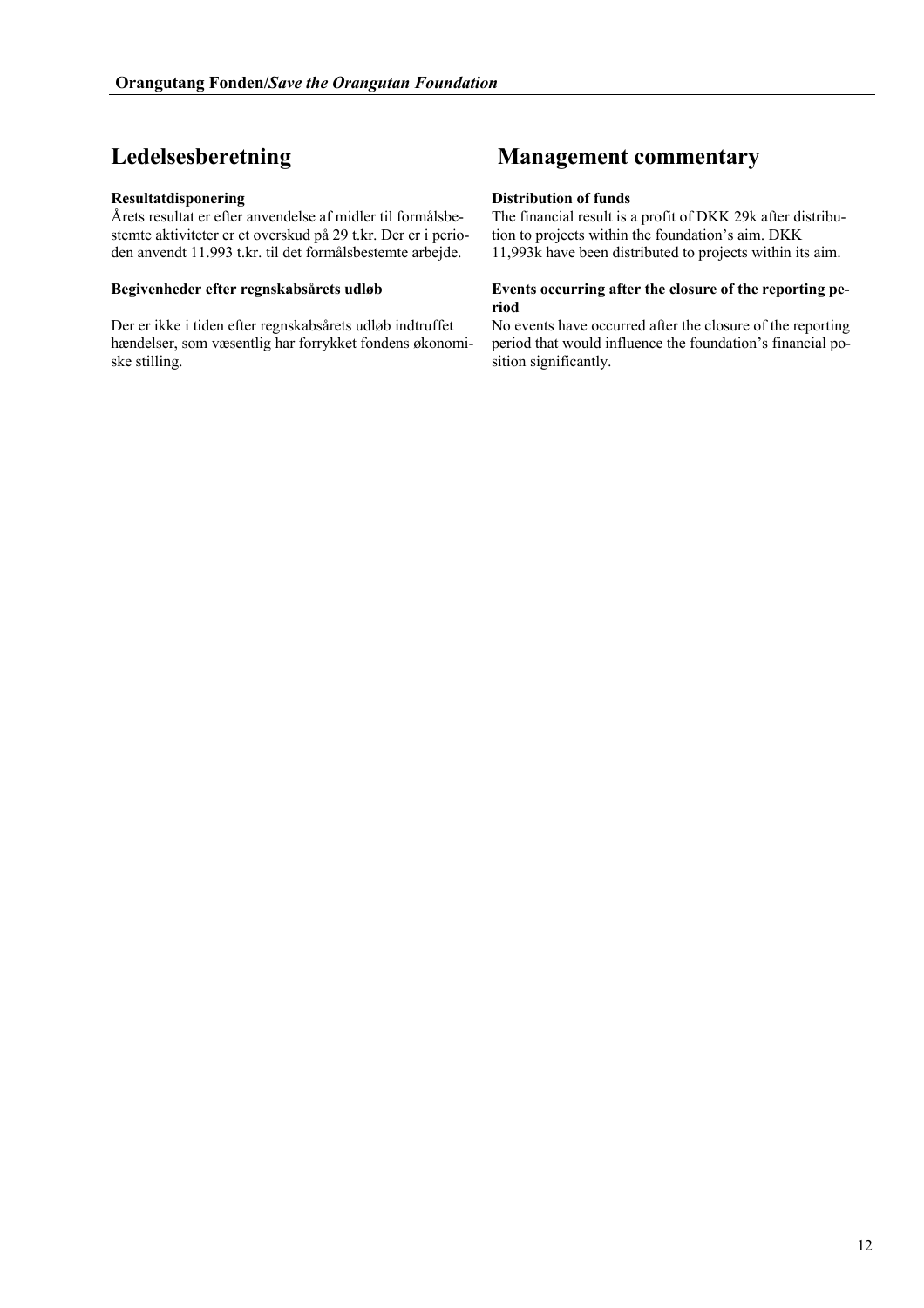# Ledelsesberetning

### Resultatdisponering

Årets resultat er efter anvendelse af midler til formålsbestemte aktiviteter er et overskud på 29 t.kr. Der er i perioden anvendt 11.993 t.kr. til det formålsbestemte arbejde.

### Begivenheder efter regnskabsårets udløb

Der er ikke i tiden efter regnskabsårets udløb indtruffet hændelser, som væsentlig har forrykket fondens økonomiske stilling.

# Management commentary

### Distribution of funds

The financial result is a profit of DKK 29k after distribution to projects within the foundation's aim. DKK 11,993k have been distributed to projects within its aim.

### Events occurring after the closure of the reporting period

No events have occurred after the closure of the reporting period that would influence the foundation's financial position significantly.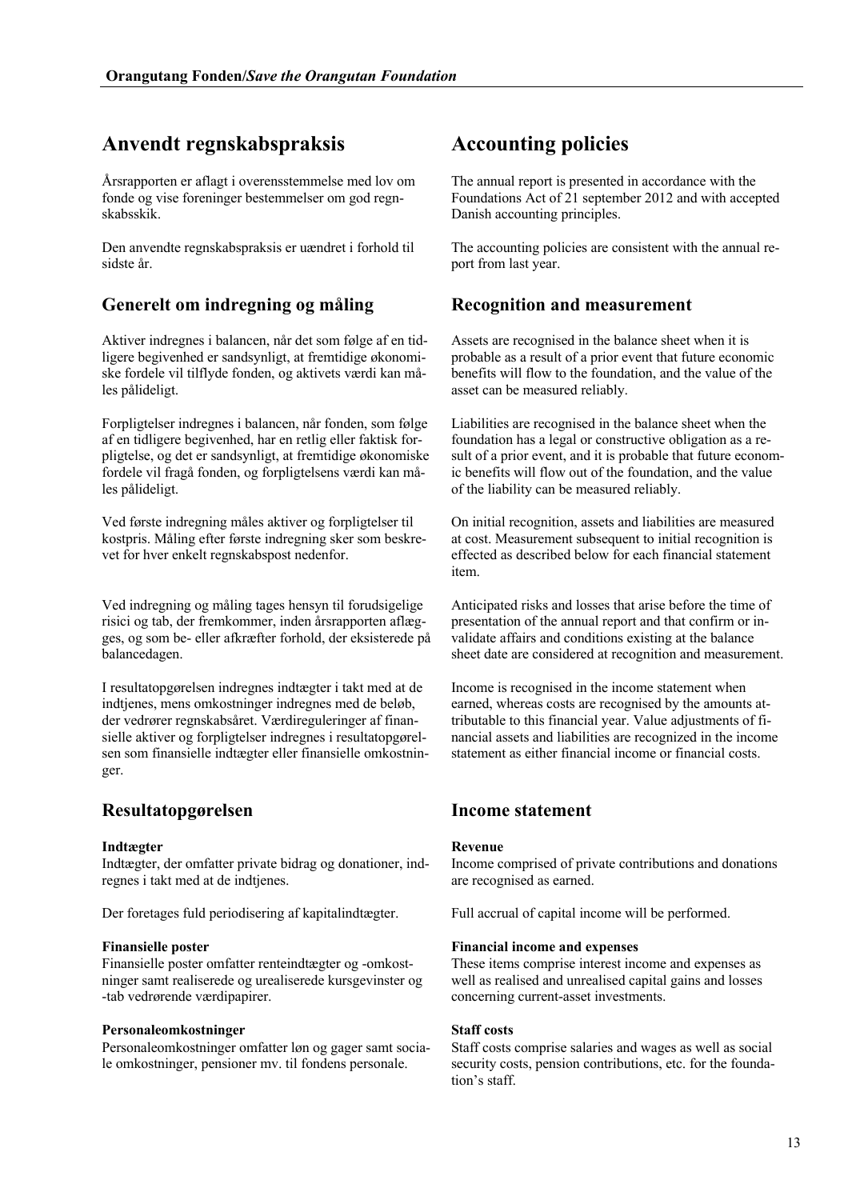## Anvendt regnskabspraksis

Årsrapporten er aflagt i overensstemmelse med lov om fonde og vise foreninger bestemmelser om god regnskabsskik.

Den anvendte regnskabspraksis er uændret i forhold til sidste år.

### Generelt om indregning og måling

Aktiver indregnes i balancen, når det som følge af en tidligere begivenhed er sandsynligt, at fremtidige økonomiske fordele vil tilflyde fonden, og aktivets værdi kan måles pålideligt.

Forpligtelser indregnes i balancen, når fonden, som følge af en tidligere begivenhed, har en retlig eller faktisk forpligtelse, og det er sandsynligt, at fremtidige økonomiske fordele vil fragå fonden, og forpligtelsens værdi kan måles pålideligt.

Ved første indregning måles aktiver og forpligtelser til kostpris. Måling efter første indregning sker som beskrevet for hver enkelt regnskabspost nedenfor.

Ved indregning og måling tages hensyn til forudsigelige risici og tab, der fremkommer, inden årsrapporten aflægges, og som be- eller afkræfter forhold, der eksisterede på balancedagen.

I resultatopgørelsen indregnes indtægter i takt med at de indtjenes, mens omkostninger indregnes med de beløb, der vedrører regnskabsåret. Værdireguleringer af finansielle aktiver og forpligtelser indregnes i resultatopgørelsen som finansielle indtægter eller finansielle omkostninger.

### Resultatopgørelsen

**Indtægter**
Indtægter, der omfatter private bidrag og donationer, indregnes i takt med at de indtjenes.

Der foretages fuld periodisering af kapitalindtægter.

**Finansielle poster**
Finansielle poster omfatter renteindtægter og -omkostninger samt realiserede og urealiserede kursgevinster og -tab vedrørende værdipapirer.

**Personaleomkostninger**
Personaleomkostninger omfatter løn og gager samt sociale omkostninger, pensioner mv. til fondens personale.

## Accounting policies

The annual report is presented in accordance with the Foundations Act of 21 september 2012 and with accepted Danish accounting principles.

The accounting policies are consistent with the annual report from last year.

### Recognition and measurement

Assets are recognised in the balance sheet when it is probable as a result of a prior event that future economic benefits will flow to the foundation, and the value of the asset can be measured reliably.

Liabilities are recognised in the balance sheet when the foundation has a legal or constructive obligation as a result of a prior event, and it is probable that future economic benefits will flow out of the foundation, and the value of the liability can be measured reliably.

On initial recognition, assets and liabilities are measured at cost. Measurement subsequent to initial recognition is effected as described below for each financial statement item.

Anticipated risks and losses that arise before the time of presentation of the annual report and that confirm or invalidate affairs and conditions existing at the balance sheet date are considered at recognition and measurement.

Income is recognised in the income statement when earned, whereas costs are recognised by the amounts attributable to this financial year. Value adjustments of financial assets and liabilities are recognized in the income statement as either financial income or financial costs.

### Income statement

**Revenue**
Income comprised of private contributions and donations are recognised as earned.

Full accrual of capital income will be performed.

**Financial income and expenses**
These items comprise interest income and expenses as well as realised and unrealised capital gains and losses concerning current-asset investments.

**Staff costs**
Staff costs comprise salaries and wages as well as social security costs, pension contributions, etc. for the foundation's staff.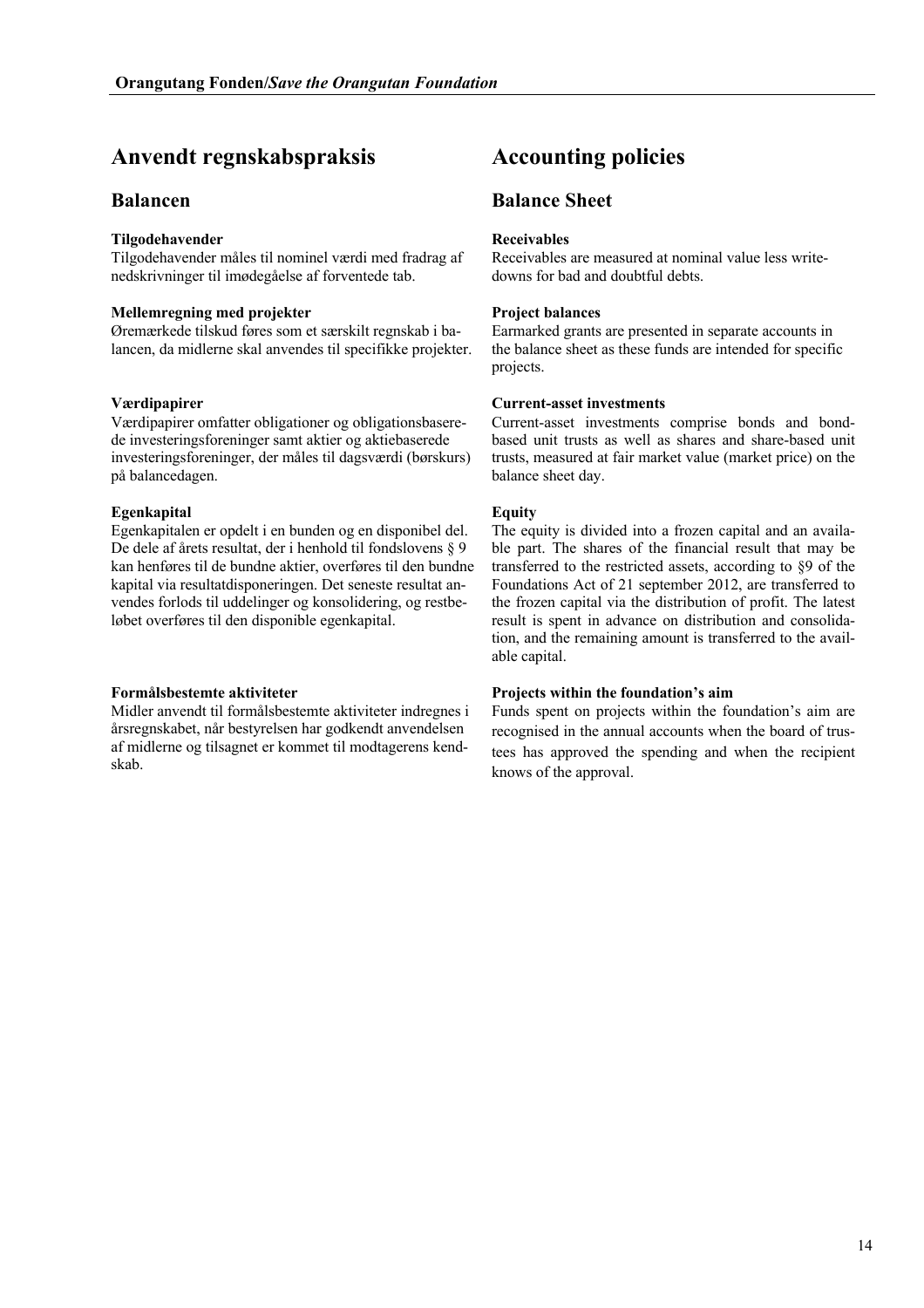# Anvendt regnskabspraksis

## Balancen

**Tilgodehavender**
Tilgodehavender måles til nominel værdi med fradrag af nedskrivninger til imødegåelse af forventede tab.

**Mellemregning med projekter**
Øremærkede tilskud føres som et særskilt regnskab i balancen, da midlerne skal anvendes til specifikke projekter.

**Værdipapirer**
Værdipapirer omfatter obligationer og obligationsbaserede investeringsforeninger samt aktier og aktiebaserede investeringsforeninger, der måles til dagsværdi (børskurs) på balancedagen.

**Egenkapital**
Egenkapitalen er opdelt i en bunden og en disponibel del. De dele af årets resultat, der i henhold til fondslovens § 9 kan henføres til de bundne aktier, overføres til den bundne kapital via resultatdisponeringen. Det seneste resultat anvendes forlods til uddelinger og konsolidering, og restbeløbet overføres til den disponible egenkapital.

**Formålsbestemte aktiviteter**
Midler anvendt til formålsbestemte aktiviteter indregnes i årsregnskabet, når bestyrelsen har godkendt anvendelsen af midlerne og tilsagnet er kommet til modtagerens kendskab.

# Accounting policies

## Balance Sheet

**Receivables**
Receivables are measured at nominal value less write-downs for bad and doubtful debts.

**Project balances**
Earmarked grants are presented in separate accounts in the balance sheet as these funds are intended for specific projects.

**Current-asset investments**
Current-asset investments comprise bonds and bond-based unit trusts as well as shares and share-based unit trusts, measured at fair market value (market price) on the balance sheet day.

**Equity**
The equity is divided into a frozen capital and an available part. The shares of the financial result that may be transferred to the restricted assets, according to §9 of the Foundations Act of 21 september 2012, are transferred to the frozen capital via the distribution of profit. The latest result is spent in advance on distribution and consolidation, and the remaining amount is transferred to the available capital.

**Projects within the foundation's aim**
Funds spent on projects within the foundation's aim are recognised in the annual accounts when the board of trustees has approved the spending and when the recipient knows of the approval.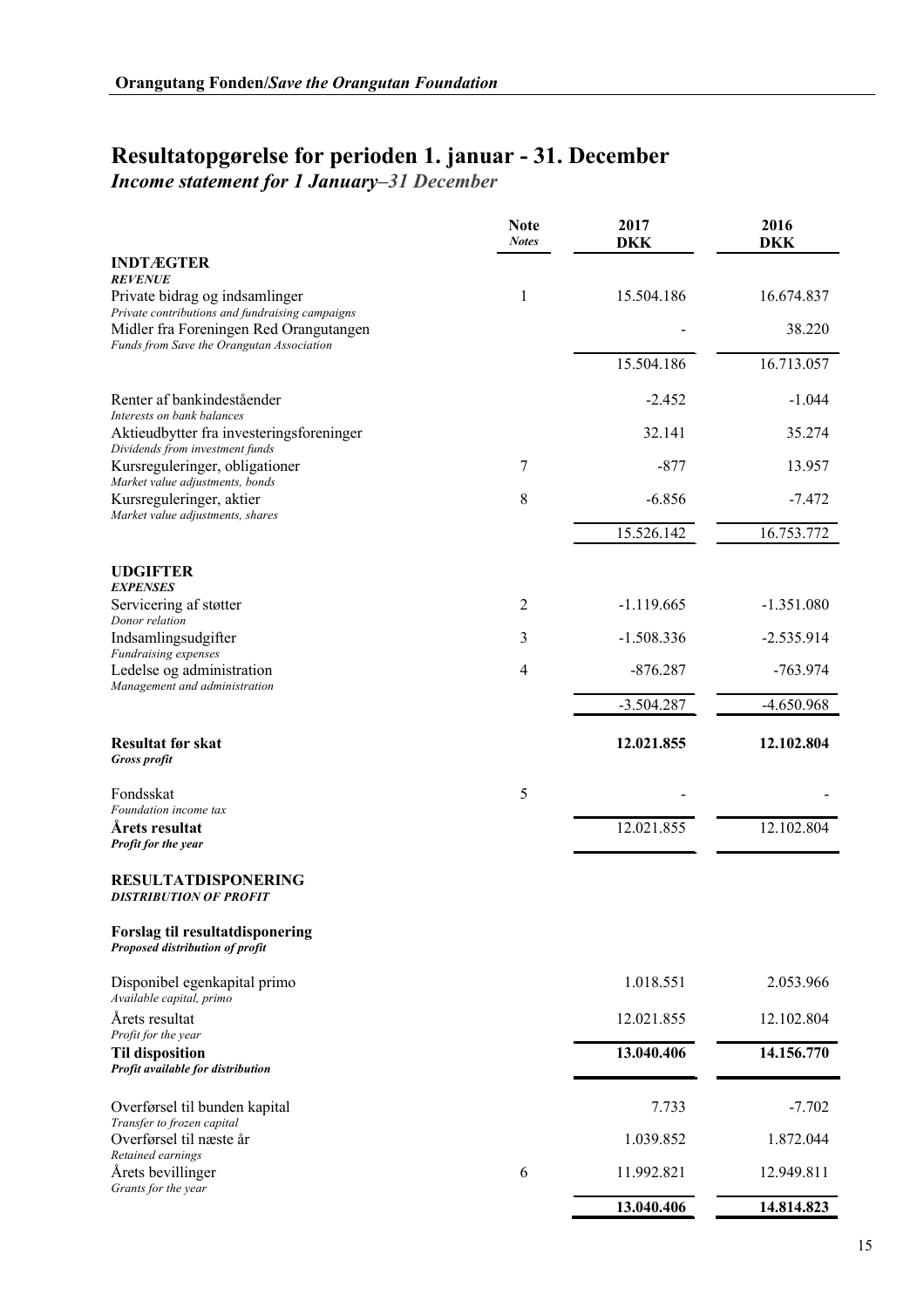**Orangutang Fonden/*Save the Orangutan Foundation***

# Resultatopgørelse for perioden 1. januar - 31. December

***Income statement for 1 January–31 December***

| | Note *Notes* | 2017 DKK | 2016 DKK |
|---|---|---|---|
| **INDTÆGTER** ***REVENUE*** | | | |
| Private bidrag og indsamlinger *Private contributions and fundraising campaigns* | 1 | 15.504.186 | 16.674.837 |
| Midler fra Foreningen Red Orangutangen *Funds from Save the Orangutan Association* | | - | 38.220 |
| | | 15.504.186 | 16.713.057 |
| Renter af bankindeståender *Interests on bank balances* | | -2.452 | -1.044 |
| Aktieudbytter fra investeringsforeninger *Dividends from investment funds* | | 32.141 | 35.274 |
| Kursreguleringer, obligationer *Market value adjustments, bonds* | 7 | -877 | 13.957 |
| Kursreguleringer, aktier *Market value adjustments, shares* | 8 | -6.856 | -7.472 |
| | | 15.526.142 | 16.753.772 |
| **UDGIFTER** ***EXPENSES*** | | | |
| Servicering af støtter *Donor relation* | 2 | -1.119.665 | -1.351.080 |
| Indsamlingsudgifter *Fundraising expenses* | 3 | -1.508.336 | -2.535.914 |
| Ledelse og administration *Management and administration* | 4 | -876.287 | -763.974 |
| | | -3.504.287 | -4.650.968 |
| **Resultat før skat** ***Gross profit*** | | **12.021.855** | **12.102.804** |
| Fondsskat *Foundation income tax* | 5 | - | - |
| **Årets resultat** ***Profit for the year*** | | 12.021.855 | 12.102.804 |
| **RESULTATDISPONERING** ***DISTRIBUTION OF PROFIT*** | | | |
| **Forslag til resultatdisponering** ***Proposed distribution of profit*** | | | |
| Disponibel egenkapital primo *Available capital, primo* | | 1.018.551 | 2.053.966 |
| Årets resultat *Profit for the year* | | 12.021.855 | 12.102.804 |
| **Til disposition** ***Profit available for distribution*** | | **13.040.406** | **14.156.770** |
| Overførsel til bunden kapital *Transfer to frozen capital* | | 7.733 | -7.702 |
| Overførsel til næste år *Retained earnings* | | 1.039.852 | 1.872.044 |
| Årets bevillinger *Grants for the year* | 6 | 11.992.821 | 12.949.811 |
| | | **13.040.406** | **14.814.823** |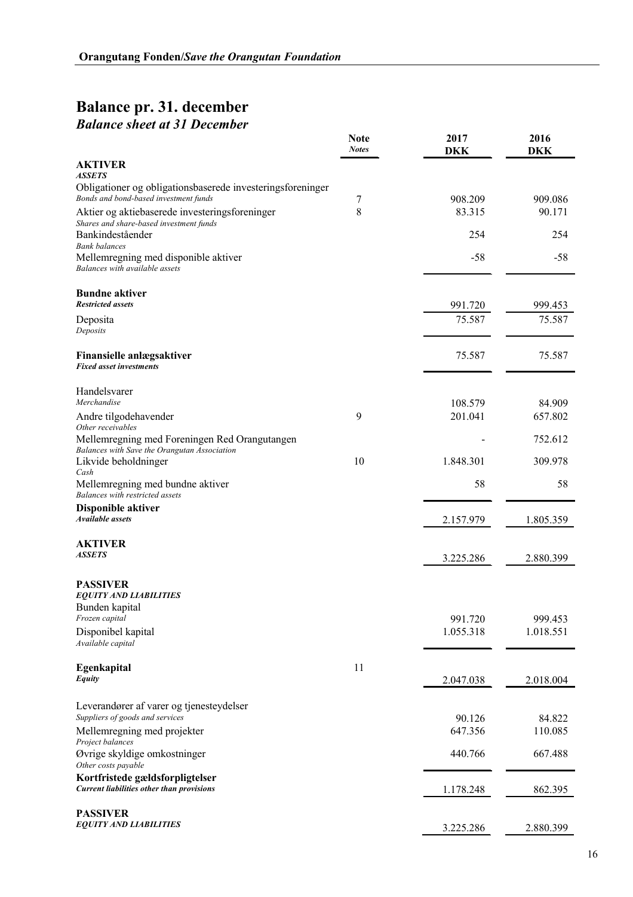# Balance pr. 31. december
## *Balance sheet at 31 December*

| | Note<br>*Notes* | 2017<br>DKK | 2016<br>DKK |
|---|---|---|---|
| **AKTIVER**<br>***ASSETS*** | | | |
| Obligationer og obligationsbaserede investeringsforeninger<br>*Bonds and bond-based investment funds* | 7 | 908.209 | 909.086 |
| Aktier og aktiebaserede investeringsforeninger<br>*Shares and share-based investment funds* | 8 | 83.315 | 90.171 |
| Bankindeståender<br>*Bank balances* | | 254 | 254 |
| Mellemregning med disponible aktiver<br>*Balances with available assets* | | -58 | -58 |
| **Bundne aktiver**<br>***Restricted assets*** | | 991.720 | 999.453 |
| Deposita<br>*Deposits* | | 75.587 | 75.587 |
| **Finansielle anlægsaktiver**<br>***Fixed asset investments*** | | 75.587 | 75.587 |
| Handelsvarer<br>*Merchandise* | | 108.579 | 84.909 |
| Andre tilgodehavender<br>*Other receivables* | 9 | 201.041 | 657.802 |
| Mellemregning med Foreningen Red Orangutangen<br>*Balances with Save the Orangutan Association* | | - | 752.612 |
| Likvide beholdninger<br>*Cash* | 10 | 1.848.301 | 309.978 |
| Mellemregning med bundne aktiver<br>*Balances with restricted assets* | | 58 | 58 |
| **Disponible aktiver**<br>***Available assets*** | | 2.157.979 | 1.805.359 |
| **AKTIVER**<br>***ASSETS*** | | 3.225.286 | 2.880.399 |
| **PASSIVER**<br>***EQUITY AND LIABILITIES*** | | | |
| Bunden kapital<br>*Frozen capital* | | 991.720 | 999.453 |
| Disponibel kapital<br>*Available capital* | | 1.055.318 | 1.018.551 |
| **Egenkapital**<br>***Equity*** | 11 | 2.047.038 | 2.018.004 |
| Leverandører af varer og tjenesteydelser<br>*Suppliers of goods and services* | | 90.126 | 84.822 |
| Mellemregning med projekter<br>*Project balances* | | 647.356 | 110.085 |
| Øvrige skyldige omkostninger<br>*Other costs payable* | | 440.766 | 667.488 |
| **Kortfristede gældsforpligtelser**<br>***Current liabilities other than provisions*** | | 1.178.248 | 862.395 |
| **PASSIVER**<br>***EQUITY AND LIABILITIES*** | | 3.225.286 | 2.880.399 |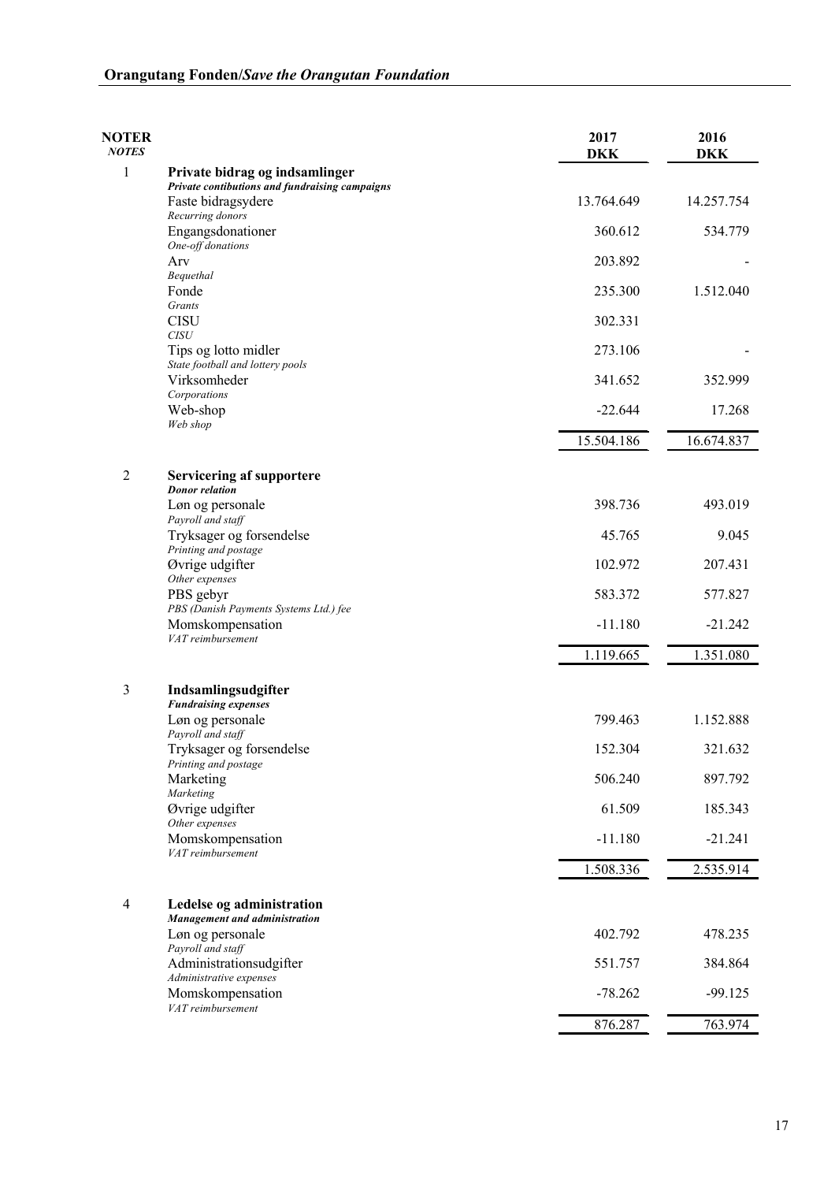| NOTER *NOTES* | | 2017 DKK | 2016 DKK |
|---|---|---|---|
| 1 | **Private bidrag og indsamlinger** ***Private contibutions and fundraising campaigns*** | | |
| | Faste bidragsydere *Recurring donors* | 13.764.649 | 14.257.754 |
| | Engangsdonationer *One-off donations* | 360.612 | 534.779 |
| | Arv *Bequethal* | 203.892 | - |
| | Fonde *Grants* | 235.300 | 1.512.040 |
| | CISU *CISU* | 302.331 | |
| | Tips og lotto midler *State football and lottery pools* | 273.106 | - |
| | Virksomheder *Corporations* | 341.652 | 352.999 |
| | Web-shop *Web shop* | -22.644 | 17.268 |
| | | 15.504.186 | 16.674.837 |
| 2 | **Servicering af supportere** ***Donor relation*** | | |
| | Løn og personale *Payroll and staff* | 398.736 | 493.019 |
| | Tryksager og forsendelse *Printing and postage* | 45.765 | 9.045 |
| | Øvrige udgifter *Other expenses* | 102.972 | 207.431 |
| | PBS gebyr *PBS (Danish Payments Systems Ltd.) fee* | 583.372 | 577.827 |
| | Momskompensation *VAT reimbursement* | -11.180 | -21.242 |
| | | 1.119.665 | 1.351.080 |
| 3 | **Indsamlingsudgifter** ***Fundraising expenses*** | | |
| | Løn og personale *Payroll and staff* | 799.463 | 1.152.888 |
| | Tryksager og forsendelse *Printing and postage* | 152.304 | 321.632 |
| | Marketing *Marketing* | 506.240 | 897.792 |
| | Øvrige udgifter *Other expenses* | 61.509 | 185.343 |
| | Momskompensation *VAT reimbursement* | -11.180 | -21.241 |
| | | 1.508.336 | 2.535.914 |
| 4 | **Ledelse og administration** ***Management and administration*** | | |
| | Løn og personale *Payroll and staff* | 402.792 | 478.235 |
| | Administrationsudgifter *Administrative expenses* | 551.757 | 384.864 |
| | Momskompensation *VAT reimbursement* | -78.262 | -99.125 |
| | | 876.287 | 763.974 |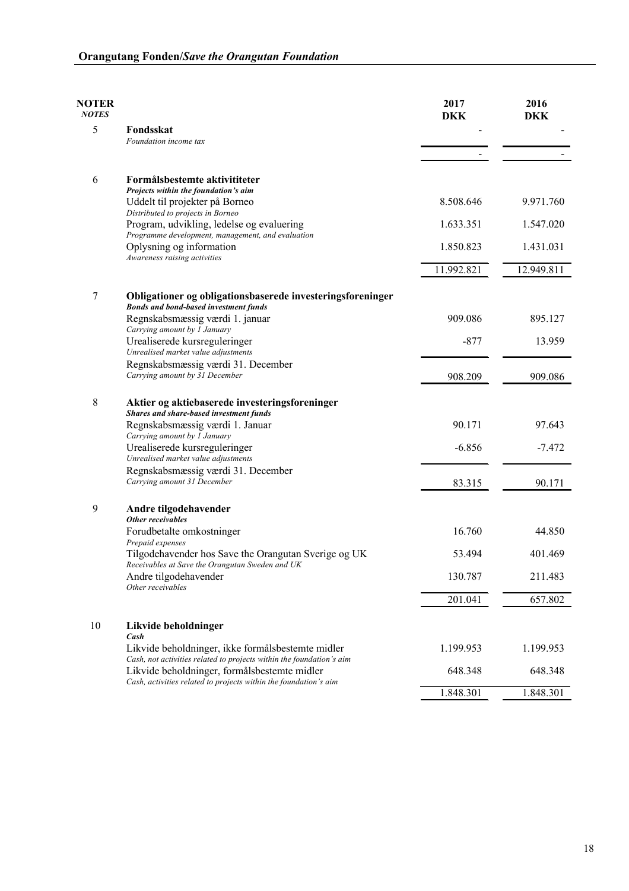## Orangutang Fonden/*Save the Orangutan Foundation*

| **NOTER** *NOTES* | | **2017 DKK** | **2016 DKK** |
|---|---|---|---|
| 5 | **Fondsskat** *Foundation income tax* | - | - |
| | | - | - |
| 6 | **Formålsbestemte aktivititeter** ***Projects within the foundation's aim*** | | |
| | Uddelt til projekter på Borneo *Distributed to projects in Borneo* | 8.508.646 | 9.971.760 |
| | Program, udvikling, ledelse og evaluering *Programme development, management, and evaluation* | 1.633.351 | 1.547.020 |
| | Oplysning og information *Awareness raising activities* | 1.850.823 | 1.431.031 |
| | | 11.992.821 | 12.949.811 |
| 7 | **Obligationer og obligationsbaserede investeringsforeninger** ***Bonds and bond-based investment funds*** | | |
| | Regnskabsmæssig værdi 1. januar *Carrying amount by 1 January* | 909.086 | 895.127 |
| | Urealiserede kursreguleringer *Unrealised market value adjustments* | -877 | 13.959 |
| | Regnskabsmæssig værdi 31. December *Carrying amount by 31 December* | 908.209 | 909.086 |
| 8 | **Aktier og aktiebaserede investeringsforeninger** ***Shares and share-based investment funds*** | | |
| | Regnskabsmæssig værdi 1. Januar *Carrying amount by 1 January* | 90.171 | 97.643 |
| | Urealiserede kursreguleringer *Unrealised market value adjustments* | -6.856 | -7.472 |
| | Regnskabsmæssig værdi 31. December *Carrying amount 31 December* | 83.315 | 90.171 |
| 9 | **Andre tilgodehavender** ***Other receivables*** | | |
| | Forudbetalte omkostninger *Prepaid expenses* | 16.760 | 44.850 |
| | Tilgodehavender hos Save the Orangutan Sverige og UK *Receivables at Save the Orangutan Sweden and UK* | 53.494 | 401.469 |
| | Andre tilgodehavender *Other receivables* | 130.787 | 211.483 |
| | | 201.041 | 657.802 |
| 10 | **Likvide beholdninger** ***Cash*** | | |
| | Likvide beholdninger, ikke formålsbestemte midler *Cash, not activities related to projects within the foundation's aim* | 1.199.953 | 1.199.953 |
| | Likvide beholdninger, formålsbestemte midler *Cash, activities related to projects within the foundation's aim* | 648.348 | 648.348 |
| | | 1.848.301 | 1.848.301 |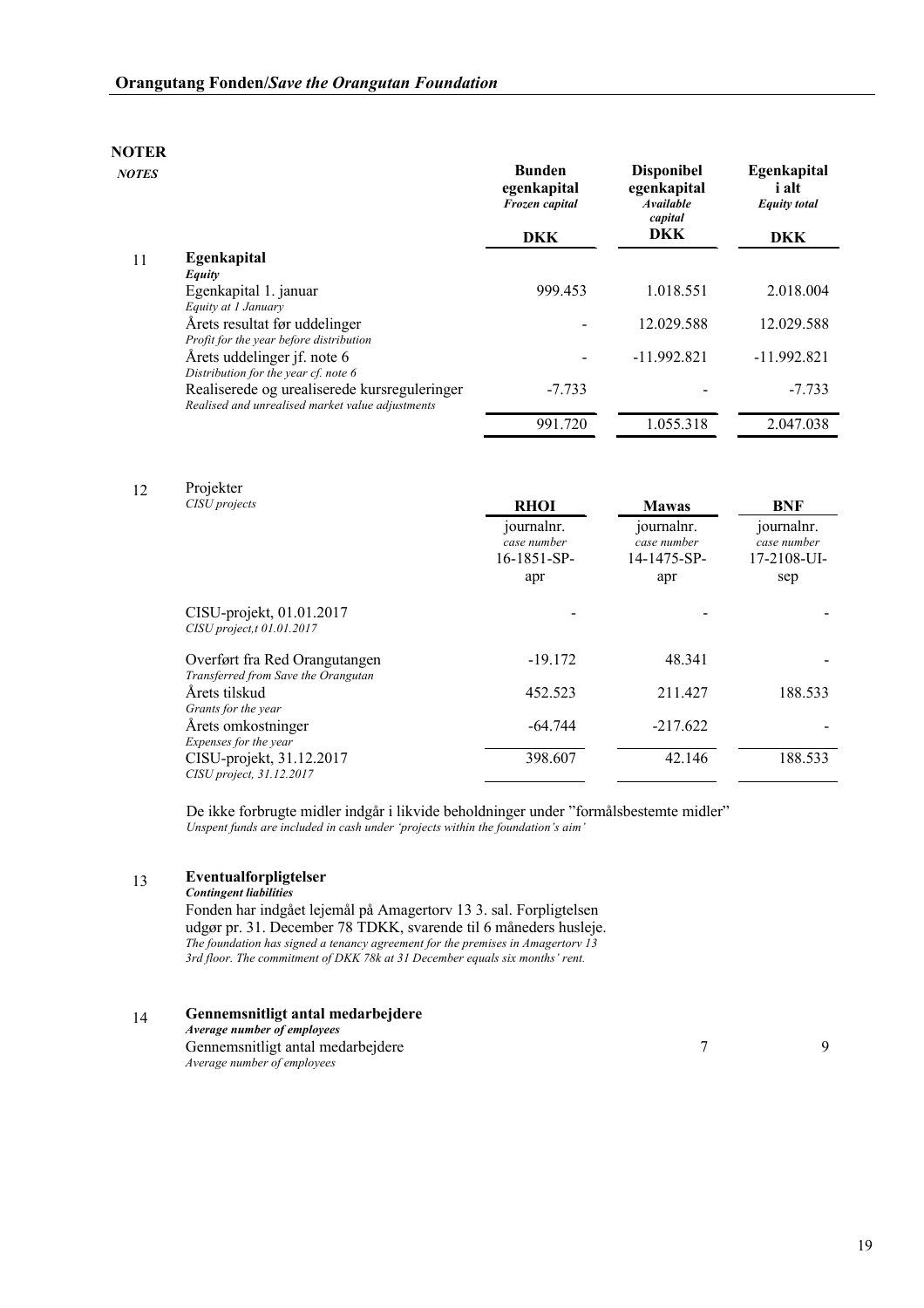## NOTER
*NOTES*

| | | Bunden egenkapital *Frozen capital* | Disponibel egenkapital *Available capital* | Egenkapital i alt *Equity total* |
|---|---|---|---|---|
| | | DKK | DKK | DKK |
| 11 | **Egenkapital** *Equity* | | | |
| | Egenkapital 1. januar *Equity at 1 January* | 999.453 | 1.018.551 | 2.018.004 |
| | Årets resultat før uddelinger *Profit for the year before distribution* | - | 12.029.588 | 12.029.588 |
| | Årets uddelinger jf. note 6 *Distribution for the year cf. note 6* | - | -11.992.821 | -11.992.821 |
| | Realiserede og urealiserede kursreguleringer *Realised and unrealised market value adjustments* | -7.733 | - | -7.733 |
| | | 991.720 | 1.055.318 | 2.047.038 |

| | | RHOI | Mawas | BNF |
|---|---|---|---|---|
| 12 | Projekter *CISU projects* | journalnr. *case number* 16-1851-SP-apr | journalnr. *case number* 14-1475-SP-apr | journalnr. *case number* 17-2108-UI-sep |
| | CISU-projekt, 01.01.2017 *CISU project,t 01.01.2017* | - | - | - |
| | Overført fra Red Orangutangen *Transferred from Save the Orangutan* | -19.172 | 48.341 | - |
| | Årets tilskud *Grants for the year* | 452.523 | 211.427 | 188.533 |
| | Årets omkostninger *Expenses for the year* | -64.744 | -217.622 | - |
| | CISU-projekt, 31.12.2017 *CISU project, 31.12.2017* | 398.607 | 42.146 | 188.533 |

De ikke forbrugte midler indgår i likvide beholdninger under "formålsbestemte midler"
*Unspent funds are included in cash under 'projects within the foundation's aim'*

**13 Eventualforpligtelser**
***Contingent liabilities***

Fonden har indgået lejemål på Amagertorv 13 3. sal. Forpligtelsen udgør pr. 31. December 78 TDKK, svarende til 6 måneders husleje.
*The foundation has signed a tenancy agreement for the premises in Amagertorv 13 3rd floor. The commitment of DKK 78k at 31 December equals six months' rent.*

**14 Gennemsnitligt antal medarbejdere**
***Average number of employees***

| | | |
|---|---|---|
| Gennemsnitligt antal medarbejdere *Average number of employees* | 7 | 9 |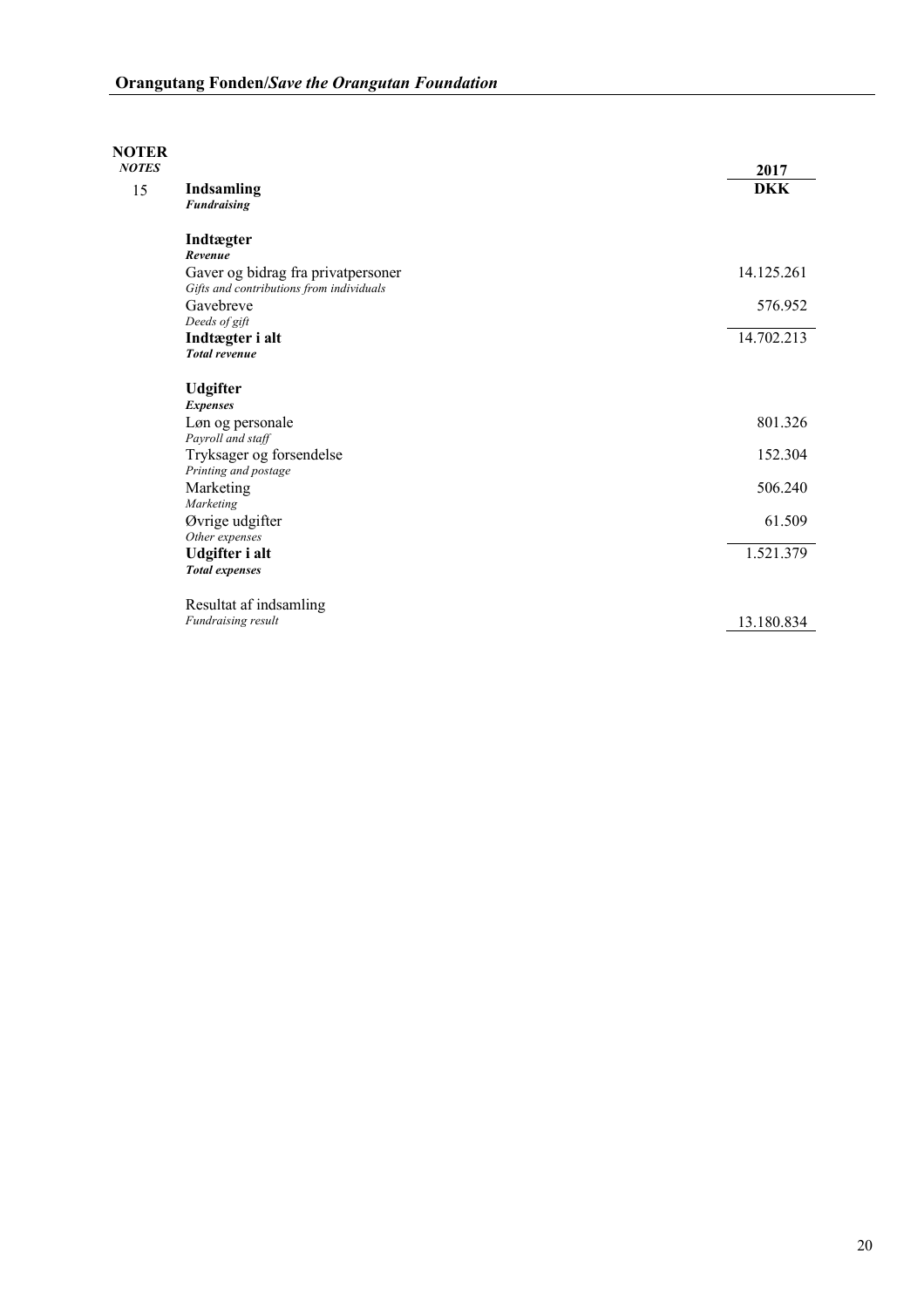**NOTER**
***NOTES***

| | | 2017 |
|---|---|---|
| 15 | **Indsamling**<br>***Fundraising*** | **DKK** |
| | **Indtægter**<br>***Revenue*** | |
| | Gaver og bidrag fra privatpersoner<br>*Gifts and contributions from individuals* | 14.125.261 |
| | Gavebreve<br>*Deeds of gift* | 576.952 |
| | **Indtægter i alt**<br>***Total revenue*** | 14.702.213 |
| | **Udgifter**<br>***Expenses*** | |
| | Løn og personale<br>*Payroll and staff* | 801.326 |
| | Tryksager og forsendelse<br>*Printing and postage* | 152.304 |
| | Marketing<br>*Marketing* | 506.240 |
| | Øvrige udgifter<br>*Other expenses* | 61.509 |
| | **Udgifter i alt**<br>***Total expenses*** | 1.521.379 |
| | Resultat af indsamling<br>*Fundraising result* | 13.180.834 |